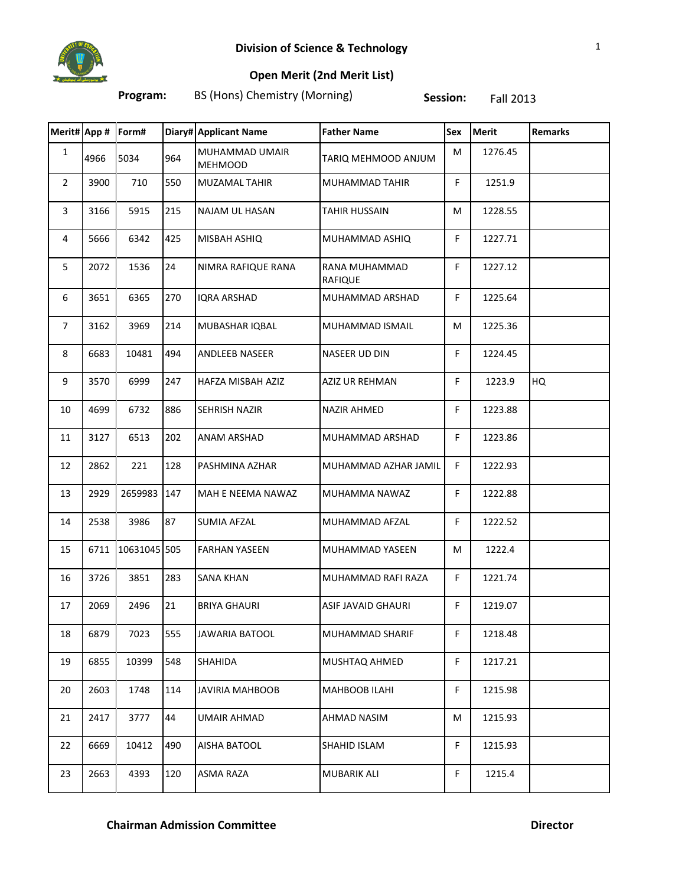## Division of Science & Technology

### Open Merit (2nd Merit List)

**Program:** BS (Hons) Chemistry (Morning) **Session:** Fall 2013

| Merit# | App # | Form# | Diary# | Applicant Name | Father Name | Sex | Merit | Remarks |
|---|---|---|---|---|---|---|---|---|
| 1 | 4966 | 5034 | 964 | MUHAMMAD UMAIR MEHMOOD | TARIQ MEHMOOD ANJUM | M | 1276.45 | |
| 2 | 3900 | 710 | 550 | MUZAMAL TAHIR | MUHAMMAD TAHIR | F | 1251.9 | |
| 3 | 3166 | 5915 | 215 | NAJAM UL HASAN | TAHIR HUSSAIN | M | 1228.55 | |
| 4 | 5666 | 6342 | 425 | MISBAH ASHIQ | MUHAMMAD ASHIQ | F | 1227.71 | |
| 5 | 2072 | 1536 | 24 | NIMRA RAFIQUE RANA | RANA MUHAMMAD RAFIQUE | F | 1227.12 | |
| 6 | 3651 | 6365 | 270 | IQRA ARSHAD | MUHAMMAD ARSHAD | F | 1225.64 | |
| 7 | 3162 | 3969 | 214 | MUBASHAR IQBAL | MUHAMMAD ISMAIL | M | 1225.36 | |
| 8 | 6683 | 10481 | 494 | ANDLEEB NASEER | NASEER UD DIN | F | 1224.45 | |
| 9 | 3570 | 6999 | 247 | HAFZA MISBAH AZIZ | AZIZ UR REHMAN | F | 1223.9 | HQ |
| 10 | 4699 | 6732 | 886 | SEHRISH NAZIR | NAZIR AHMED | F | 1223.88 | |
| 11 | 3127 | 6513 | 202 | ANAM ARSHAD | MUHAMMAD ARSHAD | F | 1223.86 | |
| 12 | 2862 | 221 | 128 | PASHMINA AZHAR | MUHAMMAD AZHAR JAMIL | F | 1222.93 | |
| 13 | 2929 | 2659983 | 147 | MAH E NEEMA NAWAZ | MUHAMMA NAWAZ | F | 1222.88 | |
| 14 | 2538 | 3986 | 87 | SUMIA AFZAL | MUHAMMAD AFZAL | F | 1222.52 | |
| 15 | 6711 | 10631045 | 505 | FARHAN YASEEN | MUHAMMAD YASEEN | M | 1222.4 | |
| 16 | 3726 | 3851 | 283 | SANA KHAN | MUHAMMAD RAFI RAZA | F | 1221.74 | |
| 17 | 2069 | 2496 | 21 | BRIYA GHAURI | ASIF JAVAID GHAURI | F | 1219.07 | |
| 18 | 6879 | 7023 | 555 | JAWARIA BATOOL | MUHAMMAD SHARIF | F | 1218.48 | |
| 19 | 6855 | 10399 | 548 | SHAHIDA | MUSHTAQ AHMED | F | 1217.21 | |
| 20 | 2603 | 1748 | 114 | JAVIRIA MAHBOOB | MAHBOOB ILAHI | F | 1215.98 | |
| 21 | 2417 | 3777 | 44 | UMAIR AHMAD | AHMAD NASIM | M | 1215.93 | |
| 22 | 6669 | 10412 | 490 | AISHA BATOOL | SHAHID ISLAM | F | 1215.93 | |
| 23 | 2663 | 4393 | 120 | ASMA RAZA | MUBARIK ALI | F | 1215.4 | |

**Chairman Admission Committee** **Director**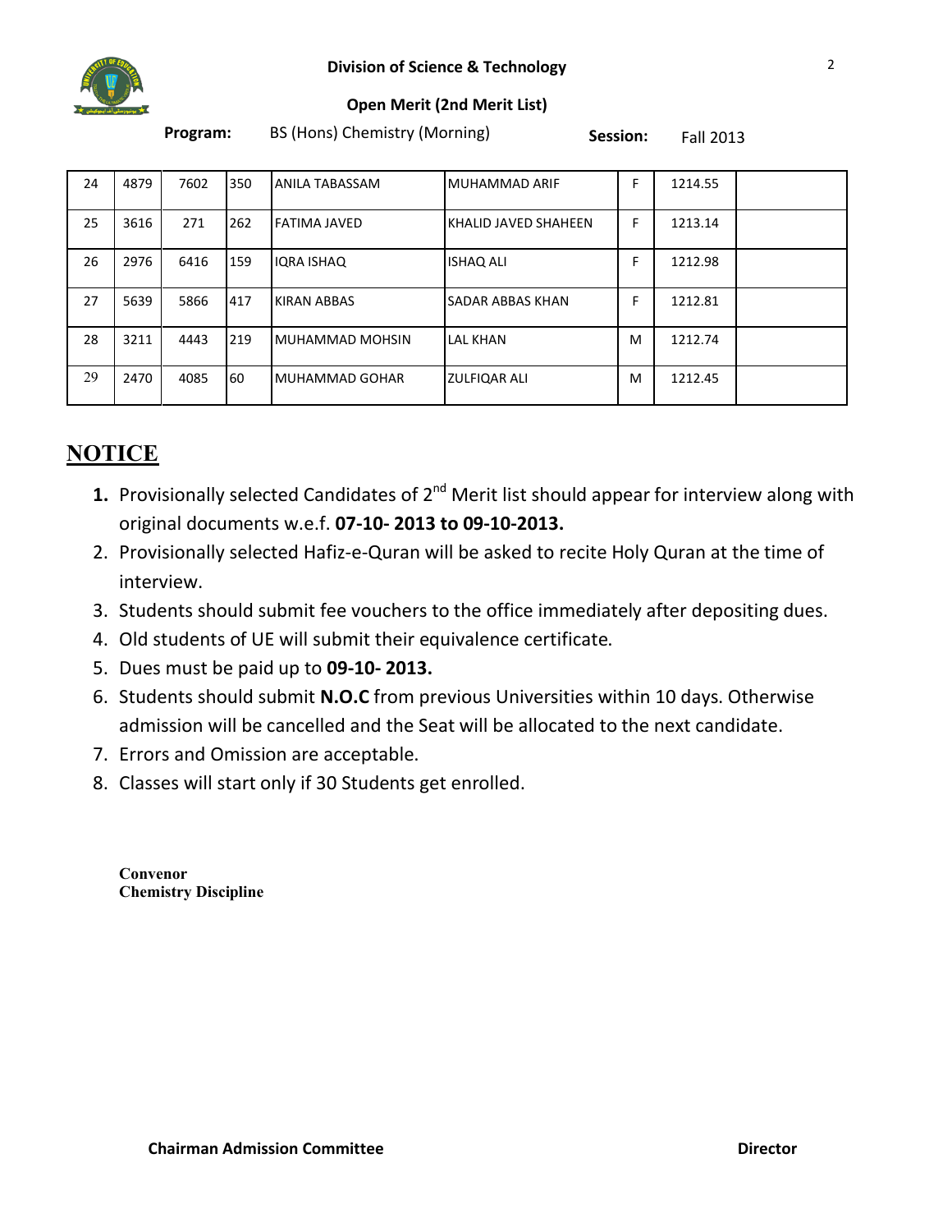**Division of Science & Technology**

**Open Merit (2nd Merit List)**

**Program:** BS (Hons) Chemistry (Morning) **Session:** Fall 2013

| | | | | | | | | |
|---|---|---|---|---|---|---|---|---|
| 24 | 4879 | 7602 | 350 | ANILA TABASSAM | MUHAMMAD ARIF | F | 1214.55 | |
| 25 | 3616 | 271 | 262 | FATIMA JAVED | KHALID JAVED SHAHEEN | F | 1213.14 | |
| 26 | 2976 | 6416 | 159 | IQRA ISHAQ | ISHAQ ALI | F | 1212.98 | |
| 27 | 5639 | 5866 | 417 | KIRAN ABBAS | SADAR ABBAS KHAN | F | 1212.81 | |
| 28 | 3211 | 4443 | 219 | MUHAMMAD MOHSIN | LAL KHAN | M | 1212.74 | |
| 29 | 2470 | 4085 | 60 | MUHAMMAD GOHAR | ZULFIQAR ALI | M | 1212.45 | |

## NOTICE

1. Provisionally selected Candidates of 2nd Merit list should appear for interview along with original documents w.e.f. **07-10- 2013 to 09-10-2013.**
2. Provisionally selected Hafiz-e-Quran will be asked to recite Holy Quran at the time of interview.
3. Students should submit fee vouchers to the office immediately after depositing dues.
4. Old students of UE will submit their equivalence certificate.
5. Dues must be paid up to **09-10- 2013.**
6. Students should submit **N.O.C** from previous Universities within 10 days. Otherwise admission will be cancelled and the Seat will be allocated to the next candidate.
7. Errors and Omission are acceptable.
8. Classes will start only if 30 Students get enrolled.

**Convenor**
**Chemistry Discipline**

**Chairman Admission Committee** **Director**